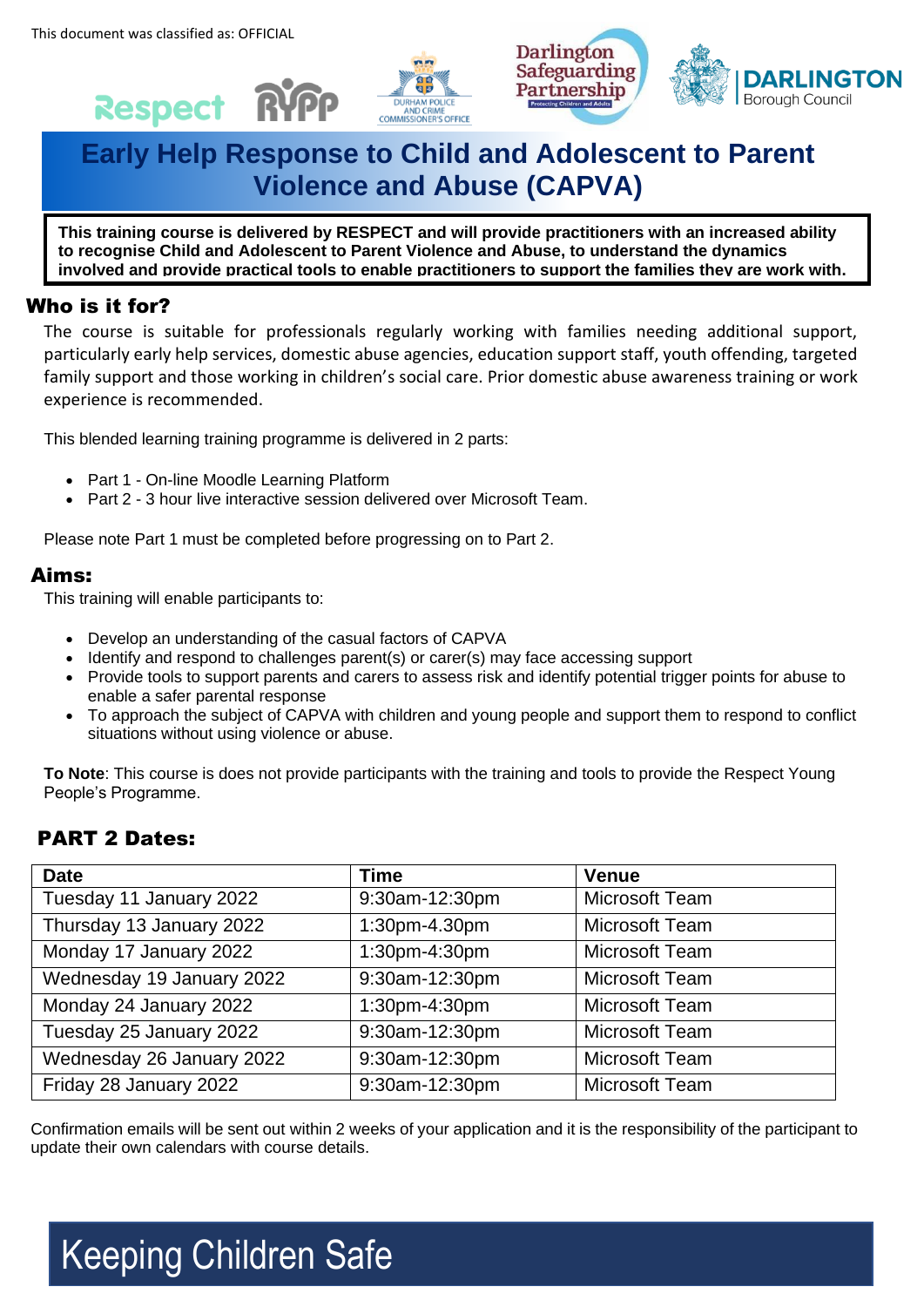This document was classified as: OFFICIAL

# Early Help Response to Child and Adolescent to Parent Violence and Abuse (CAPVA)

**This training course is delivered by RESPECT and will provide practitioners with an increased ability to recognise Child and Adolescent to Parent Violence and Abuse, to understand the dynamics involved and provide practical tools to enable practitioners to support the families they are work with.**

## Who is it for?

The course is suitable for professionals regularly working with families needing additional support, particularly early help services, domestic abuse agencies, education support staff, youth offending, targeted family support and those working in children's social care. Prior domestic abuse awareness training or work experience is recommended.

This blended learning training programme is delivered in 2 parts:

- Part 1 - On-line Moodle Learning Platform
- Part 2 - 3 hour live interactive session delivered over Microsoft Team.

Please note Part 1 must be completed before progressing on to Part 2.

## Aims:

This training will enable participants to:

- Develop an understanding of the casual factors of CAPVA
- Identify and respond to challenges parent(s) or carer(s) may face accessing support
- Provide tools to support parents and carers to assess risk and identify potential trigger points for abuse to enable a safer parental response
- To approach the subject of CAPVA with children and young people and support them to respond to conflict situations without using violence or abuse.

**To Note**: This course is does not provide participants with the training and tools to provide the Respect Young People's Programme.

## PART 2 Dates:

| Date | Time | Venue |
|---|---|---|
| Tuesday 11 January 2022 | 9:30am-12:30pm | Microsoft Team |
| Thursday 13 January 2022 | 1:30pm-4.30pm | Microsoft Team |
| Monday 17 January 2022 | 1:30pm-4:30pm | Microsoft Team |
| Wednesday 19 January 2022 | 9:30am-12:30pm | Microsoft Team |
| Monday 24 January 2022 | 1:30pm-4:30pm | Microsoft Team |
| Tuesday 25 January 2022 | 9:30am-12:30pm | Microsoft Team |
| Wednesday 26 January 2022 | 9:30am-12:30pm | Microsoft Team |
| Friday 28 January 2022 | 9:30am-12:30pm | Microsoft Team |

Confirmation emails will be sent out within 2 weeks of your application and it is the responsibility of the participant to update their own calendars with course details.

Keeping Children Safe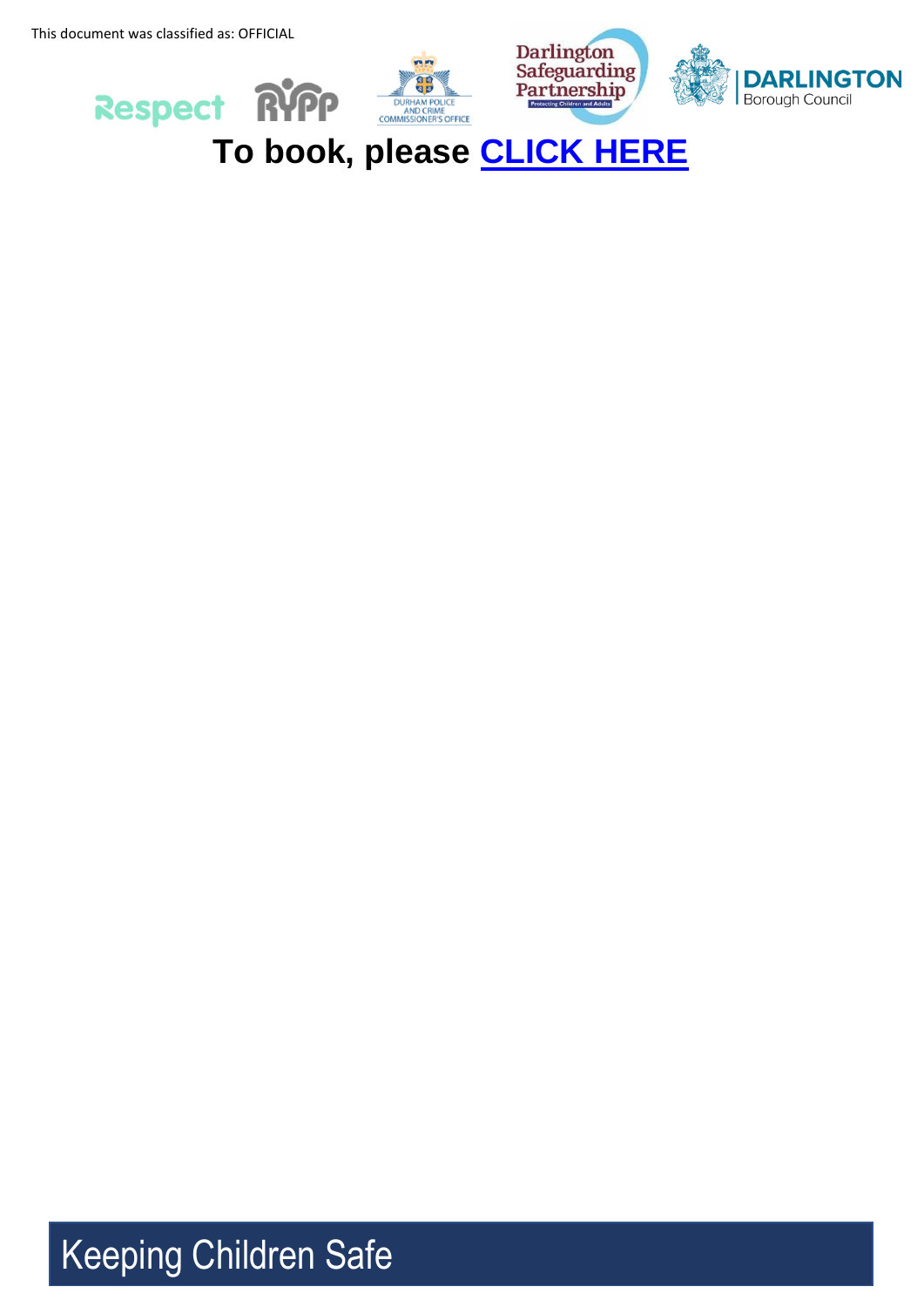This document was classified as: OFFICIAL

Respect RYPP DURHAM POLICE AND CRIME COMMISSIONER'S OFFICE Darlington Safeguarding Partnership Protecting Children and Adults DARLINGTON Borough Council

**To book, please CLICK HERE**

Keeping Children Safe